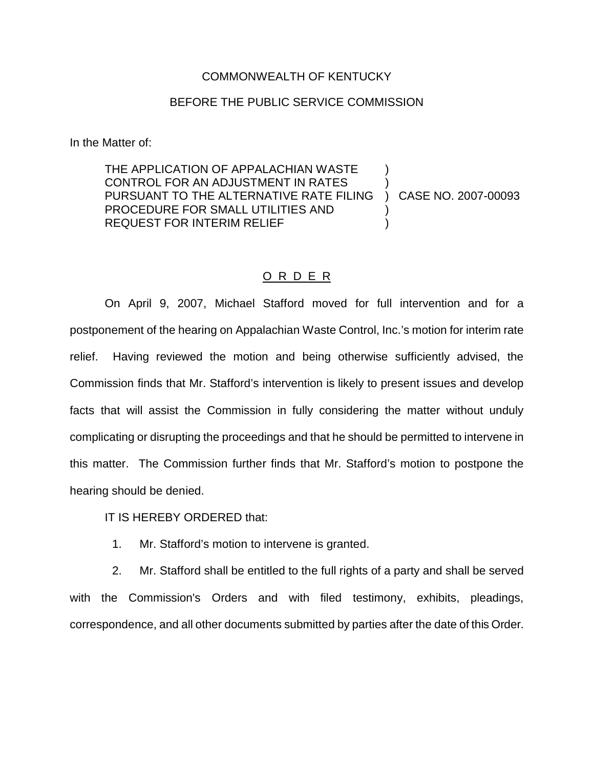COMMONWEALTH OF KENTUCKY

BEFORE THE PUBLIC SERVICE COMMISSION

In the Matter of:

| | | |
|---|---|---|
| THE APPLICATION OF APPALACHIAN WASTE CONTROL FOR AN ADJUSTMENT IN RATES PURSUANT TO THE ALTERNATIVE RATE FILING PROCEDURE FOR SMALL UTILITIES AND REQUEST FOR INTERIM RELIEF | ) | CASE NO. 2007-00093 |

## O R D E R

On April 9, 2007, Michael Stafford moved for full intervention and for a postponement of the hearing on Appalachian Waste Control, Inc.'s motion for interim rate relief. Having reviewed the motion and being otherwise sufficiently advised, the Commission finds that Mr. Stafford's intervention is likely to present issues and develop facts that will assist the Commission in fully considering the matter without unduly complicating or disrupting the proceedings and that he should be permitted to intervene in this matter. The Commission further finds that Mr. Stafford's motion to postpone the hearing should be denied.

IT IS HEREBY ORDERED that:

1. Mr. Stafford's motion to intervene is granted.

2. Mr. Stafford shall be entitled to the full rights of a party and shall be served with the Commission's Orders and with filed testimony, exhibits, pleadings, correspondence, and all other documents submitted by parties after the date of this Order.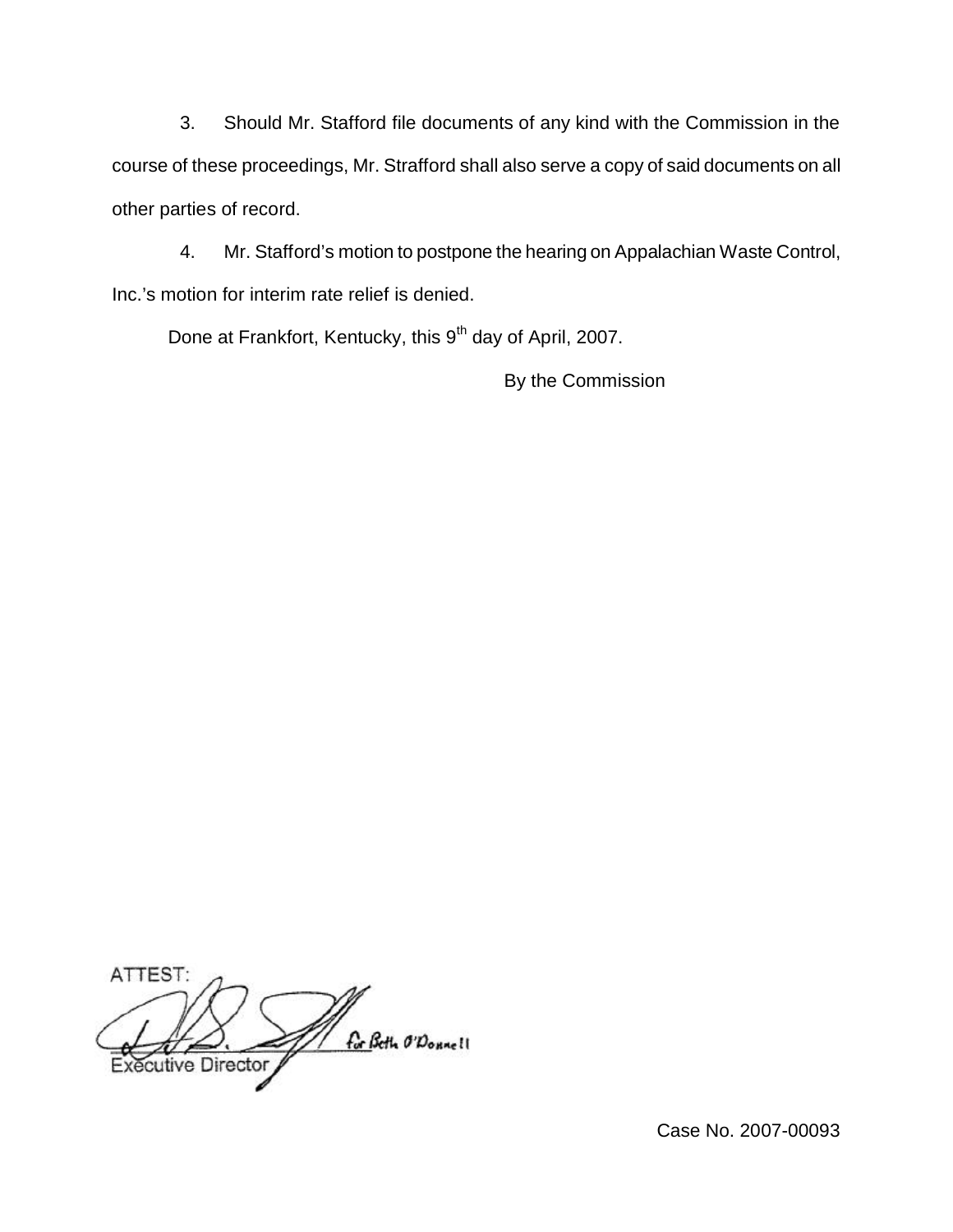3. Should Mr. Stafford file documents of any kind with the Commission in the course of these proceedings, Mr. Strafford shall also serve a copy of said documents on all other parties of record.

4. Mr. Stafford's motion to postpone the hearing on Appalachian Waste Control, Inc.'s motion for interim rate relief is denied.

Done at Frankfort, Kentucky, this 9th day of April, 2007.

By the Commission

ATTEST:

for Beth O'Donnell
Executive Director

Case No. 2007-00093